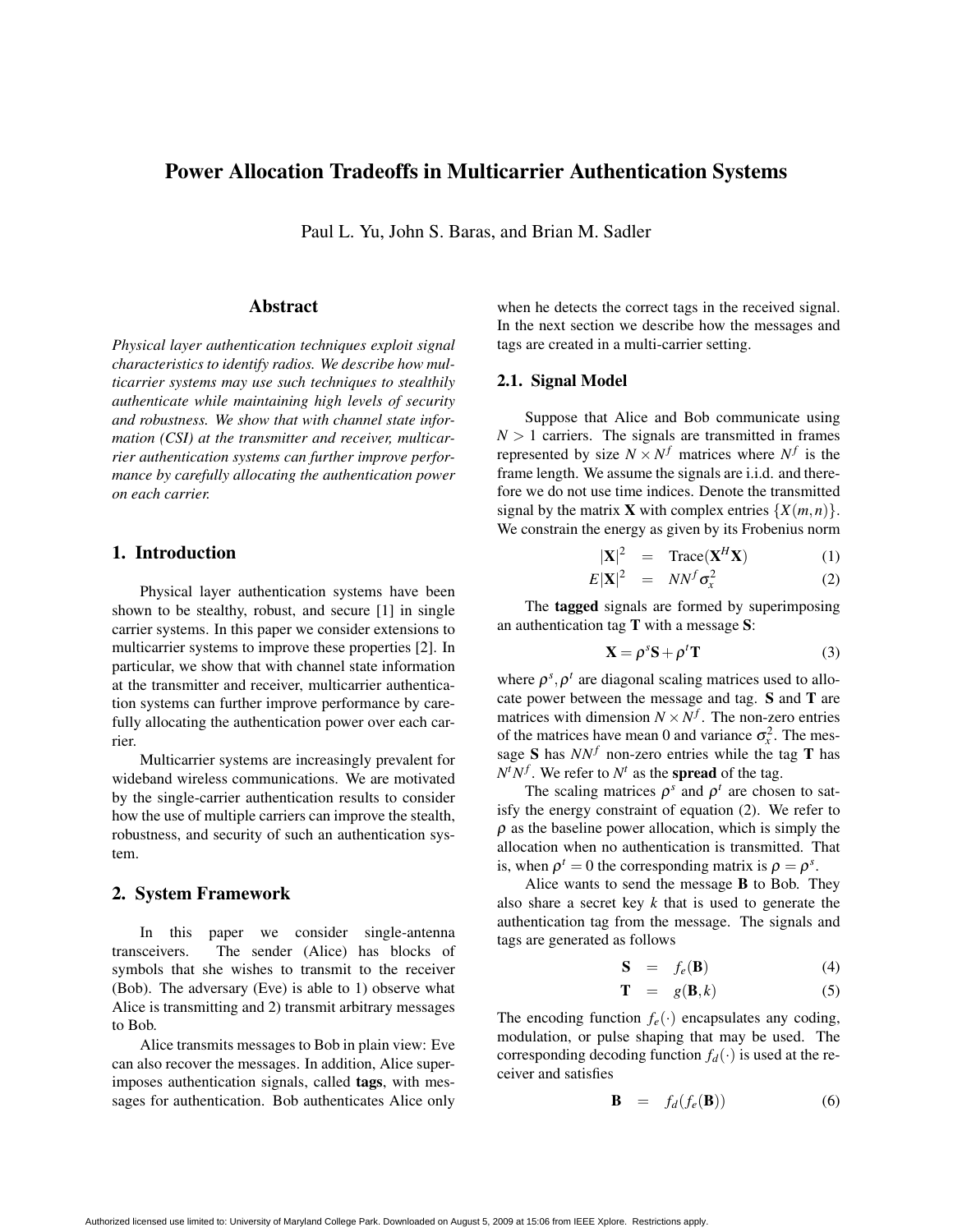# Power Allocation Tradeoffs in Multicarrier Authentication Systems

Paul L. Yu, John S. Baras, and Brian M. Sadler

## Abstract

*Physical layer authentication techniques exploit signal characteristics to identify radios. We describe how multicarrier systems may use such techniques to stealthily authenticate while maintaining high levels of security and robustness. We show that with channel state information (CSI) at the transmitter and receiver, multicarrier authentication systems can further improve performance by carefully allocating the authentication power on each carrier.*

## 1. Introduction

Physical layer authentication systems have been shown to be stealthy, robust, and secure [1] in single carrier systems. In this paper we consider extensions to multicarrier systems to improve these properties [2]. In particular, we show that with channel state information at the transmitter and receiver, multicarrier authentication systems can further improve performance by carefully allocating the authentication power over each carrier.

Multicarrier systems are increasingly prevalent for wideband wireless communications. We are motivated by the single-carrier authentication results to consider how the use of multiple carriers can improve the stealth, robustness, and security of such an authentication system.

## 2. System Framework

In this paper we consider single-antenna transceivers. The sender (Alice) has blocks of symbols that she wishes to transmit to the receiver (Bob). The adversary (Eve) is able to 1) observe what Alice is transmitting and 2) transmit arbitrary messages to Bob.

Alice transmits messages to Bob in plain view: Eve can also recover the messages. In addition, Alice superimposes authentication signals, called **tags**, with messages for authentication. Bob authenticates Alice only when he detects the correct tags in the received signal. In the next section we describe how the messages and tags are created in a multi-carrier setting.

### 2.1. Signal Model

Suppose that Alice and Bob communicate using $N > 1$ carriers. The signals are transmitted in frames represented by size $N \times N^f$ matrices where $N^f$ is the frame length. We assume the signals are i.i.d. and therefore we do not use time indices. Denote the transmitted signal by the matrix $\mathbf{X}$ with complex entries $\{X(m,n)\}$. We constrain the energy as given by its Frobenius norm

$$|\mathbf{X}|^2 = \text{Trace}(\mathbf{X}^H \mathbf{X}) \tag{1}$$

$$E|\mathbf{X}|^2 = NN^f \sigma_x^2 \tag{2}$$

The **tagged** signals are formed by superimposing an authentication tag $\mathbf{T}$ with a message $\mathbf{S}$:

$$\mathbf{X} = \rho^s \mathbf{S} + \rho^t \mathbf{T} \tag{3}$$

where $\rho^s, \rho^t$ are diagonal scaling matrices used to allocate power between the message and tag. $\mathbf{S}$ and $\mathbf{T}$ are matrices with dimension $N \times N^f$. The non-zero entries of the matrices have mean 0 and variance $\sigma_x^2$. The message $\mathbf{S}$ has $NN^f$ non-zero entries while the tag $\mathbf{T}$ has $N^t N^f$. We refer to $N^t$ as the **spread** of the tag.

The scaling matrices $\rho^s$ and $\rho^t$ are chosen to satisfy the energy constraint of equation (2). We refer to $\rho$ as the baseline power allocation, which is simply the allocation when no authentication is transmitted. That is, when $\rho^t = 0$ the corresponding matrix is $\rho = \rho^s$.

Alice wants to send the message $\mathbf{B}$ to Bob. They also share a secret key $k$ that is used to generate the authentication tag from the message. The signals and tags are generated as follows

$$\mathbf{S} = f_e(\mathbf{B}) \tag{4}$$

$$\mathbf{T} = g(\mathbf{B}, k) \tag{5}$$

The encoding function $f_e(\cdot)$ encapsulates any coding, modulation, or pulse shaping that may be used. The corresponding decoding function $f_d(\cdot)$ is used at the receiver and satisfies

$$\mathbf{B} = f_d(f_e(\mathbf{B})) \tag{6}$$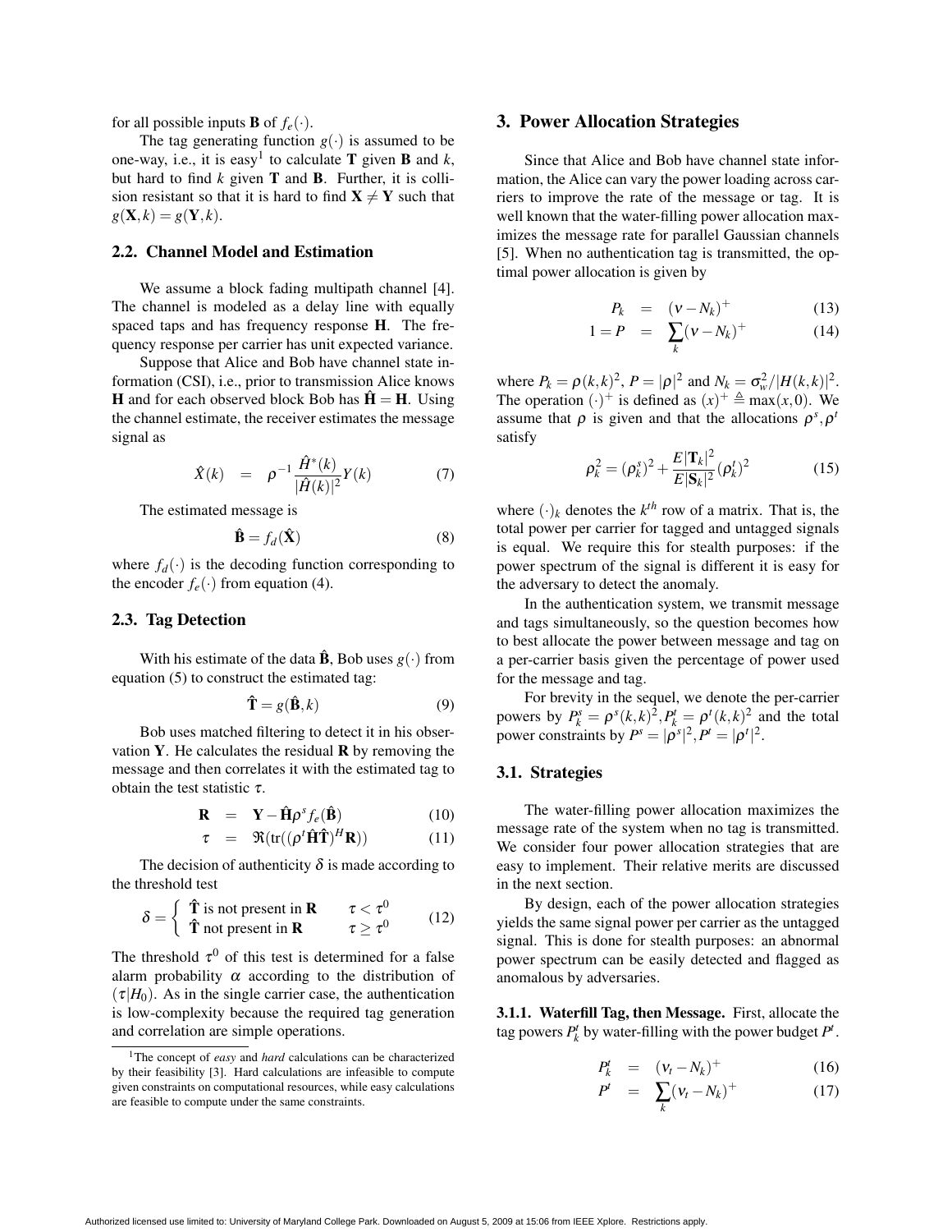for all possible inputs $\mathbf{B}$ of $f_e(\cdot)$.

The tag generating function $g(\cdot)$ is assumed to be one-way, i.e., it is easy[1] to calculate $\mathbf{T}$ given $\mathbf{B}$ and $k$, but hard to find $k$ given $\mathbf{T}$ and $\mathbf{B}$. Further, it is collision resistant so that it is hard to find $\mathbf{X} \neq \mathbf{Y}$ such that $g(\mathbf{X},k) = g(\mathbf{Y},k)$.

### 2.2. Channel Model and Estimation

We assume a block fading multipath channel [4]. The channel is modeled as a delay line with equally spaced taps and has frequency response $\mathbf{H}$. The frequency response per carrier has unit expected variance.

Suppose that Alice and Bob have channel state information (CSI), i.e., prior to transmission Alice knows $\mathbf{H}$ and for each observed block Bob has $\hat{\mathbf{H}} = \mathbf{H}$. Using the channel estimate, the receiver estimates the message signal as

$$\hat{X}(k) \quad = \quad \rho^{-1} \frac{\hat{H}^*(k)}{|\hat{H}(k)|^2} Y(k) \tag{7}$$

The estimated message is

$$\hat{\mathbf{B}} = f_d(\hat{\mathbf{X}}) \tag{8}$$

where $f_d(\cdot)$ is the decoding function corresponding to the encoder $f_e(\cdot)$ from equation (4).

### 2.3. Tag Detection

With his estimate of the data $\hat{\mathbf{B}}$, Bob uses $g(\cdot)$ from equation (5) to construct the estimated tag:

$$\hat{\mathbf{T}} = g(\hat{\mathbf{B}},k) \tag{9}$$

Bob uses matched filtering to detect it in his observation $\mathbf{Y}$. He calculates the residual $\mathbf{R}$ by removing the message and then correlates it with the estimated tag to obtain the test statistic $\tau$.

$$\mathbf{R} \quad = \quad \mathbf{Y} - \hat{\mathbf{H}}\rho^s f_e(\hat{\mathbf{B}}) \tag{10}$$

$$\tau \quad = \quad \Re(\mathrm{tr}((\rho^t \hat{\mathbf{H}}\hat{\mathbf{T}})^H \mathbf{R})) \tag{11}$$

The decision of authenticity $\delta$ is made according to the threshold test

$$\delta = \begin{cases} \hat{\mathbf{T}} \text{ is not present in } \mathbf{R} & \tau < \tau^0 \\ \hat{\mathbf{T}} \text{ not present in } \mathbf{R} & \tau \geq \tau^0 \end{cases} \tag{12}$$

The threshold $\tau^0$ of this test is determined for a false alarm probability $\alpha$ according to the distribution of $(\tau|H_0)$. As in the single carrier case, the authentication is low-complexity because the required tag generation and correlation are simple operations.

[1] The concept of *easy* and *hard* calculations can be characterized by their feasibility [3]. Hard calculations are infeasible to compute given constraints on computational resources, while easy calculations are feasible to compute under the same constraints.

## 3. Power Allocation Strategies

Since that Alice and Bob have channel state information, the Alice can vary the power loading across carriers to improve the rate of the message or tag. It is well known that the water-filling power allocation maximizes the message rate for parallel Gaussian channels [5]. When no authentication tag is transmitted, the optimal power allocation is given by

$$P_k \quad = \quad (\nu - N_k)^+ \tag{13}$$

$$1 = P \quad = \quad \sum_k (\nu - N_k)^+ \tag{14}$$

where $P_k = \rho(k,k)^2$, $P = |\rho|^2$ and $N_k = \sigma_w^2/|H(k,k)|^2$. The operation $(\cdot)^+$ is defined as $(x)^+ \triangleq \max(x,0)$. We assume that $\rho$ is given and that the allocations $\rho^s, \rho^t$ satisfy

$$\rho_k^2 = (\rho_k^s)^2 + \frac{E|\mathbf{T}_k|^2}{E|\mathbf{S}_k|^2}(\rho_k^t)^2 \tag{15}$$

where $(\cdot)_k$ denotes the $k^{th}$ row of a matrix. That is, the total power per carrier for tagged and untagged signals is equal. We require this for stealth purposes: if the power spectrum of the signal is different it is easy for the adversary to detect the anomaly.

In the authentication system, we transmit message and tags simultaneously, so the question becomes how to best allocate the power between message and tag on a per-carrier basis given the percentage of power used for the message and tag.

For brevity in the sequel, we denote the per-carrier powers by $P_k^s = \rho^s(k,k)^2, P_k^t = \rho^t(k,k)^2$ and the total power constraints by $P^s = |\rho^s|^2, P^t = |\rho^t|^2$.

### 3.1. Strategies

The water-filling power allocation maximizes the message rate of the system when no tag is transmitted. We consider four power allocation strategies that are easy to implement. Their relative merits are discussed in the next section.

By design, each of the power allocation strategies yields the same signal power per carrier as the untagged signal. This is done for stealth purposes: an abnormal power spectrum can be easily detected and flagged as anomalous by adversaries.

**3.1.1. Waterfill Tag, then Message.** First, allocate the tag powers $P_k^t$ by water-filling with the power budget $P^t$.

$$P_k^t \quad = \quad (\nu_t - N_k)^+ \tag{16}$$

$$P^t \quad = \quad \sum_k (\nu_t - N_k)^+ \tag{17}$$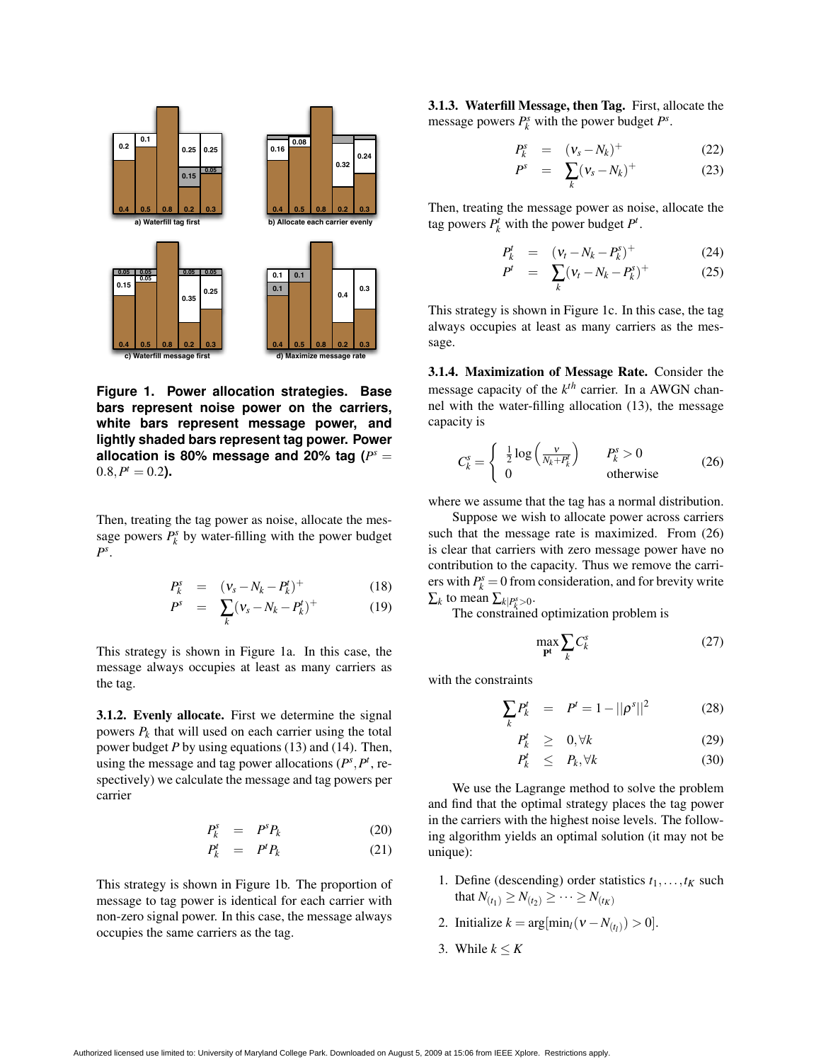0.2
0.1
0.25
0.25
0.15
0.05
0.4
0.5
0.8
0.2
0.3
a) Waterfill tag first

0.08
0.16
0.32
0.24
0.4
0.5
0.8
0.2
0.3
b) Allocate each carrier evenly

0.05
0.05
0.05
0.05
0.05
0.15
0.35
0.25
0.4
0.5
0.8
0.2
0.3
c) Waterfill message first

0.1
0.1
0.1
0.4
0.3
0.4
0.5
0.8
0.2
0.3
d) Maximize message rate

**Figure 1. Power allocation strategies. Base bars represent noise power on the carriers, white bars represent message power, and lightly shaded bars represent tag power. Power allocation is 80% message and 20% tag ($P^s = 0.8, P^t = 0.2$).**

Then, treating the tag power as noise, allocate the message powers $P_k^s$ by water-filling with the power budget $P^s$.

$$P_k^s = (\nu_s - N_k - P_k^t)^+ \tag{18}$$

$$P^s = \sum_k (\nu_s - N_k - P_k^t)^+ \tag{19}$$

This strategy is shown in Figure 1a. In this case, the message always occupies at least as many carriers as the tag.

**3.1.2. Evenly allocate.** First we determine the signal powers $P_k$ that will used on each carrier using the total power budget $P$ by using equations (13) and (14). Then, using the message and tag power allocations ($P^s, P^t$, respectively) we calculate the message and tag powers per carrier

$$P_k^s = P^s P_k \tag{20}$$

$$P_k^t = P^t P_k \tag{21}$$

This strategy is shown in Figure 1b. The proportion of message to tag power is identical for each carrier with non-zero signal power. In this case, the message always occupies the same carriers as the tag.

**3.1.3. Waterfill Message, then Tag.** First, allocate the message powers $P_k^s$ with the power budget $P^s$.

$$P_k^s = (\nu_s - N_k)^+ \tag{22}$$

$$P^s = \sum_k (\nu_s - N_k)^+ \tag{23}$$

Then, treating the message power as noise, allocate the tag powers $P_k^t$ with the power budget $P^t$.

$$P_k^t = (\nu_t - N_k - P_k^s)^+ \tag{24}$$

$$P^t = \sum_k (\nu_t - N_k - P_k^s)^+ \tag{25}$$

This strategy is shown in Figure 1c. In this case, the tag always occupies at least as many carriers as the message.

**3.1.4. Maximization of Message Rate.** Consider the message capacity of the $k^{th}$ carrier. In a AWGN channel with the water-filling allocation (13), the message capacity is

$$C_k^s = \begin{cases} \frac{1}{2}\log\left(\frac{\nu}{N_k + P_k^t}\right) & P_k^s > 0 \\ 0 & \text{otherwise} \end{cases} \tag{26}$$

where we assume that the tag has a normal distribution.

Suppose we wish to allocate power across carriers such that the message rate is maximized. From (26) is clear that carriers with zero message power have no contribution to the capacity. Thus we remove the carriers with $P_k^s = 0$ from consideration, and for brevity write $\sum_k$ to mean $\sum_{k|P_k^s>0}$.

The constrained optimization problem is

$$\max_{\mathbf{P^t}} \sum_k C_k^s \tag{27}$$

with the constraints

$$\sum_k P_k^t = P^t = 1 - ||\rho^s||^2 \tag{28}$$

$$P_k^t \geq 0, \forall k \tag{29}$$

$$P_k^t \leq P_k, \forall k \tag{30}$$

We use the Lagrange method to solve the problem and find that the optimal strategy places the tag power in the carriers with the highest noise levels. The following algorithm yields an optimal solution (it may not be unique):

1. Define (descending) order statistics $t_1, \ldots, t_K$ such that $N_{(t_1)} \geq N_{(t_2)} \geq \cdots \geq N_{(t_K)}$
2. Initialize $k = \arg[\min_l(\nu - N_{(t_l)}) > 0]$.
3. While $k \leq K$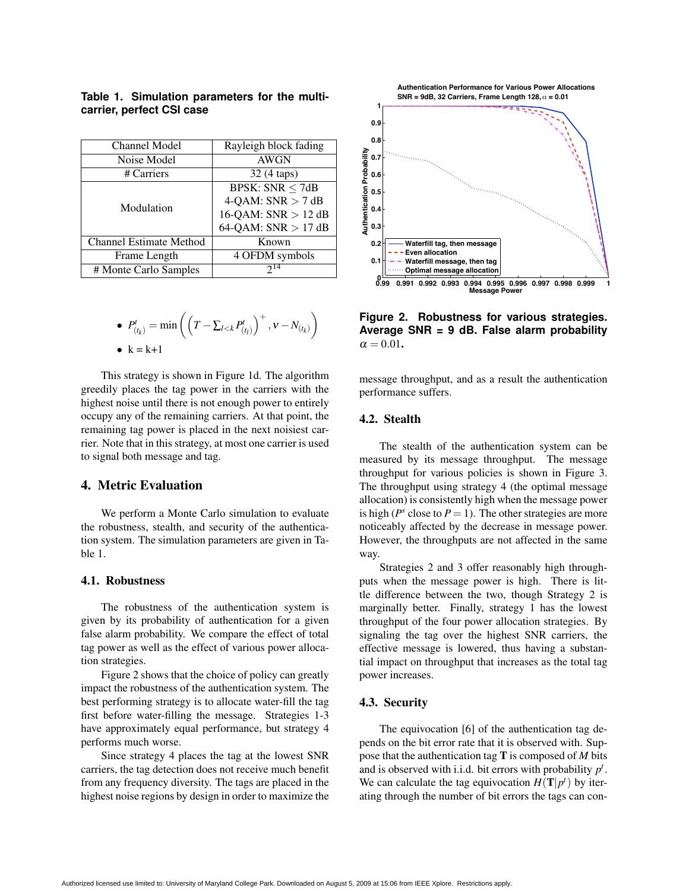**Table 1. Simulation parameters for the multi-carrier, perfect CSI case**

| | |
|---|---|
| Channel Model | Rayleigh block fading |
| Noise Model | AWGN |
| # Carriers | 32 (4 taps) |
| Modulation | BPSK: SNR $\leq$ 7dB<br>4-QAM: SNR $>$ 7 dB<br>16-QAM: SNR $>$ 12 dB<br>64-QAM: SNR $>$ 17 dB |
| Channel Estimate Method | Known |
| Frame Length | 4 OFDM symbols |
| # Monte Carlo Samples | $2^{14}$ |

- $P^t_{(t_k)} = \min\left(\left(T - \sum_{l<k} P^t_{(t_l)}\right)^+, \nu - N_{(t_k)}\right)$
- k = k+1

This strategy is shown in Figure 1d. The algorithm greedily places the tag power in the carriers with the highest noise until there is not enough power to entirely occupy any of the remaining carriers. At that point, the remaining tag power is placed in the next noisiest carrier. Note that in this strategy, at most one carrier is used to signal both message and tag.

## 4. Metric Evaluation

We perform a Monte Carlo simulation to evaluate the robustness, stealth, and security of the authentication system. The simulation parameters are given in Table 1.

### 4.1. Robustness

The robustness of the authentication system is given by its probability of authentication for a given false alarm probability. We compare the effect of total tag power as well as the effect of various power allocation strategies.

Figure 2 shows that the choice of policy can greatly impact the robustness of the authentication system. The best performing strategy is to allocate water-fill the tag first before water-filling the message. Strategies 1-3 have approximately equal performance, but strategy 4 performs much worse.

Since strategy 4 places the tag at the lowest SNR carriers, the tag detection does not receive much benefit from any frequency diversity. The tags are placed in the highest noise regions by design in order to maximize the

Authentication Performance for Various Power Allocations
SNR = 9dB, 32 Carriers, Frame Length 128, $\alpha$ = 0.01

Authentication Probability

Message Power

0.99 0.991 0.992 0.993 0.994 0.995 0.996 0.997 0.998 0.999 1

0 0.1 0.2 0.3 0.4 0.5 0.6 0.7 0.8 0.9 1

Waterfill tag, then message
Even allocation
Waterfill message, then tag
Optimal message allocation

**Figure 2. Robustness for various strategies. Average SNR = 9 dB. False alarm probability $\alpha = 0.01$.**

message throughput, and as a result the authentication performance suffers.

### 4.2. Stealth

The stealth of the authentication system can be measured by its message throughput. The message throughput for various policies is shown in Figure 3. The throughput using strategy 4 (the optimal message allocation) is consistently high when the message power is high ($P^s$ close to $P = 1$). The other strategies are more noticeably affected by the decrease in message power. However, the throughputs are not affected in the same way.

Strategies 2 and 3 offer reasonably high throughputs when the message power is high. There is little difference between the two, though Strategy 2 is marginally better. Finally, strategy 1 has the lowest throughput of the four power allocation strategies. By signaling the tag over the highest SNR carriers, the effective message is lowered, thus having a substantial impact on throughput that increases as the total tag power increases.

### 4.3. Security

The equivocation [6] of the authentication tag depends on the bit error rate that it is observed with. Suppose that the authentication tag $\mathbf{T}$ is composed of $M$ bits and is observed with i.i.d. bit errors with probability $p^t$. We can calculate the tag equivocation $H(\mathbf{T}|p^t)$ by iterating through the number of bit errors the tags can con-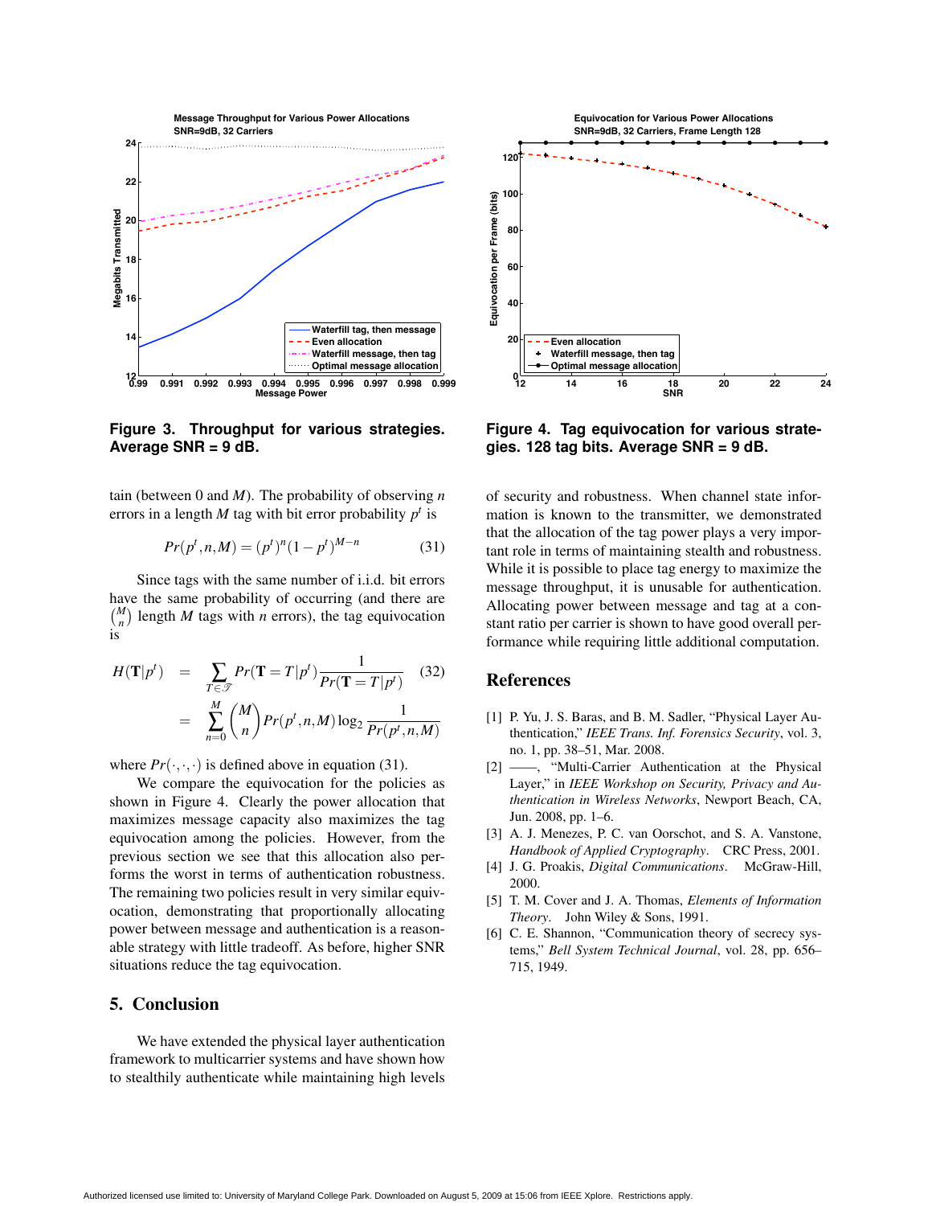Message Throughput for Various Power Allocations
SNR=9dB, 32 Carriers

Megabits Transmitted

24
22
20
18
16
14
12

0.99 0.991 0.992 0.993 0.994 0.995 0.996 0.997 0.998 0.999

Message Power

Waterfill tag, then message
Even allocation
Waterfill message, then tag
Optimal message allocation

**Figure 3. Throughput for various strategies. Average SNR = 9 dB.**

Equivocation for Various Power Allocations
SNR=9dB, 32 Carriers, Frame Length 128

Equivocation per Frame (bits)

120
100
80
60
40
20
0

12 14 16 18 20 22 24

SNR

Even allocation
Waterfill message, then tag
Optimal message allocation

**Figure 4. Tag equivocation for various strategies. 128 tag bits. Average SNR = 9 dB.**

tain (between 0 and $M$). The probability of observing $n$ errors in a length $M$ tag with bit error probability $p^t$ is

$$Pr(p^t, n, M) = (p^t)^n (1 - p^t)^{M-n} \tag{31}$$

Since tags with the same number of i.i.d. bit errors have the same probability of occurring (and there are $\binom{M}{n}$ length $M$ tags with $n$ errors), the tag equivocation is

$$\begin{aligned} H(\mathbf{T}|p^t) &= \sum_{T \in \mathscr{T}} Pr(\mathbf{T} = T|p^t) \frac{1}{Pr(\mathbf{T} = T|p^t)} \\ &= \sum_{n=0}^{M} \binom{M}{n} Pr(p^t, n, M) \log_2 \frac{1}{Pr(p^t, n, M)} \end{aligned} \tag{32}$$

where $Pr(\cdot,\cdot,\cdot)$ is defined above in equation (31).

We compare the equivocation for the policies as shown in Figure 4. Clearly the power allocation that maximizes message capacity also maximizes the tag equivocation among the policies. However, from the previous section we see that this allocation also performs the worst in terms of authentication robustness. The remaining two policies result in very similar equivocation, demonstrating that proportionally allocating power between message and authentication is a reasonable strategy with little tradeoff. As before, higher SNR situations reduce the tag equivocation.

## 5. Conclusion

We have extended the physical layer authentication framework to multicarrier systems and have shown how to stealthily authenticate while maintaining high levels of security and robustness. When channel state information is known to the transmitter, we demonstrated that the allocation of the tag power plays a very important role in terms of maintaining stealth and robustness. While it is possible to place tag energy to maximize the message throughput, it is unusable for authentication. Allocating power between message and tag at a constant ratio per carrier is shown to have good overall performance while requiring little additional computation.

## References

[1] P. Yu, J. S. Baras, and B. M. Sadler, "Physical Layer Authentication," *IEEE Trans. Inf. Forensics Security*, vol. 3, no. 1, pp. 38–51, Mar. 2008.

[2] ——, "Multi-Carrier Authentication at the Physical Layer," in *IEEE Workshop on Security, Privacy and Authentication in Wireless Networks*, Newport Beach, CA, Jun. 2008, pp. 1–6.

[3] A. J. Menezes, P. C. van Oorschot, and S. A. Vanstone, *Handbook of Applied Cryptography*. CRC Press, 2001.

[4] J. G. Proakis, *Digital Communications*. McGraw-Hill, 2000.

[5] T. M. Cover and J. A. Thomas, *Elements of Information Theory*. John Wiley & Sons, 1991.

[6] C. E. Shannon, "Communication theory of secrecy systems," *Bell System Technical Journal*, vol. 28, pp. 656–715, 1949.